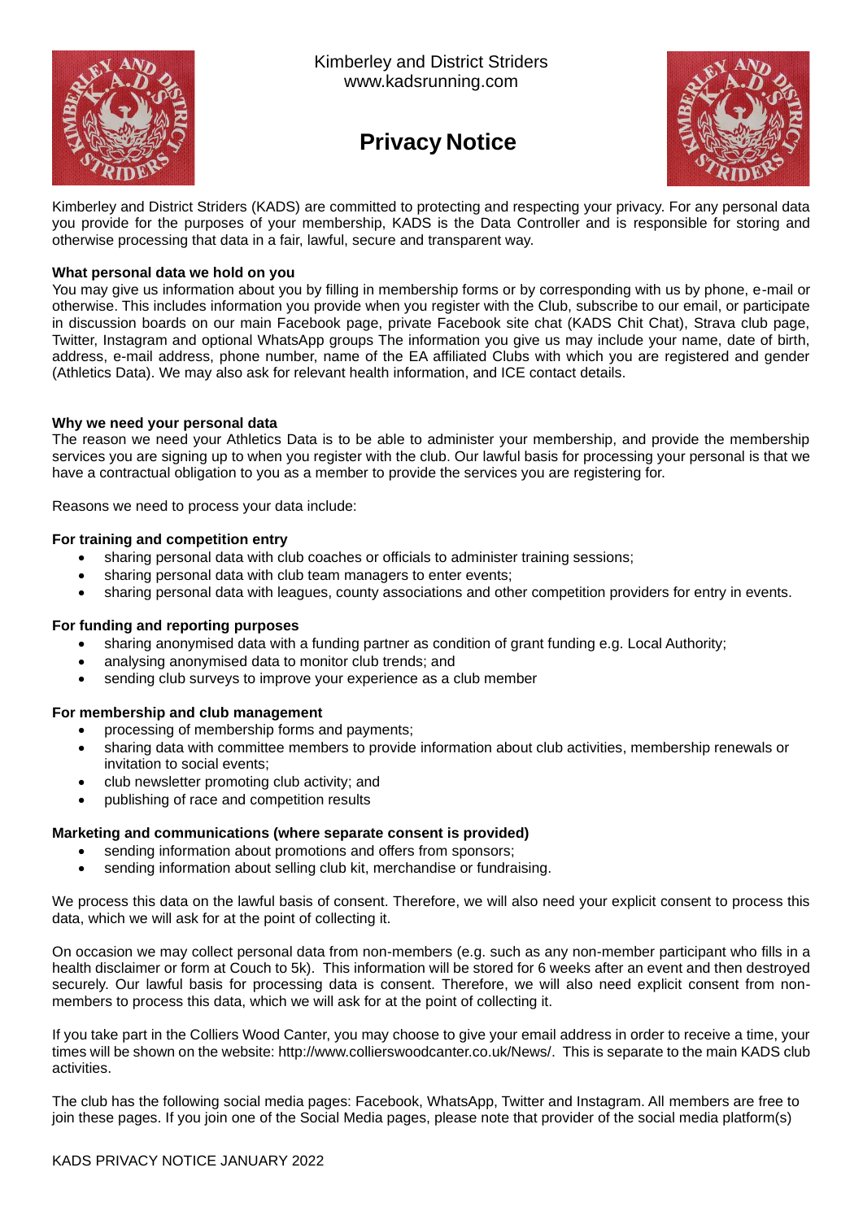Kimberley and District Striders
www.kadsrunning.com

# Privacy Notice

Kimberley and District Striders (KADS) are committed to protecting and respecting your privacy. For any personal data you provide for the purposes of your membership, KADS is the Data Controller and is responsible for storing and otherwise processing that data in a fair, lawful, secure and transparent way.

**What personal data we hold on you**

You may give us information about you by filling in membership forms or by corresponding with us by phone, e-mail or otherwise. This includes information you provide when you register with the Club, subscribe to our email, or participate in discussion boards on our main Facebook page, private Facebook site chat (KADS Chit Chat), Strava club page, Twitter, Instagram and optional WhatsApp groups The information you give us may include your name, date of birth, address, e-mail address, phone number, name of the EA affiliated Clubs with which you are registered and gender (Athletics Data). We may also ask for relevant health information, and ICE contact details.

**Why we need your personal data**

The reason we need your Athletics Data is to be able to administer your membership, and provide the membership services you are signing up to when you register with the club. Our lawful basis for processing your personal is that we have a contractual obligation to you as a member to provide the services you are registering for.

Reasons we need to process your data include:

**For training and competition entry**

- sharing personal data with club coaches or officials to administer training sessions;
- sharing personal data with club team managers to enter events;
- sharing personal data with leagues, county associations and other competition providers for entry in events.

**For funding and reporting purposes**

- sharing anonymised data with a funding partner as condition of grant funding e.g. Local Authority;
- analysing anonymised data to monitor club trends; and
- sending club surveys to improve your experience as a club member

**For membership and club management**

- processing of membership forms and payments;
- sharing data with committee members to provide information about club activities, membership renewals or invitation to social events;
- club newsletter promoting club activity; and
- publishing of race and competition results

**Marketing and communications (where separate consent is provided)**

- sending information about promotions and offers from sponsors;
- sending information about selling club kit, merchandise or fundraising.

We process this data on the lawful basis of consent. Therefore, we will also need your explicit consent to process this data, which we will ask for at the point of collecting it.

On occasion we may collect personal data from non-members (e.g. such as any non-member participant who fills in a health disclaimer or form at Couch to 5k). This information will be stored for 6 weeks after an event and then destroyed securely. Our lawful basis for processing data is consent. Therefore, we will also need explicit consent from non-members to process this data, which we will ask for at the point of collecting it.

If you take part in the Colliers Wood Canter, you may choose to give your email address in order to receive a time, your times will be shown on the website: http://www.collierswoodcanter.co.uk/News/. This is separate to the main KADS club activities.

The club has the following social media pages: Facebook, WhatsApp, Twitter and Instagram. All members are free to join these pages. If you join one of the Social Media pages, please note that provider of the social media platform(s)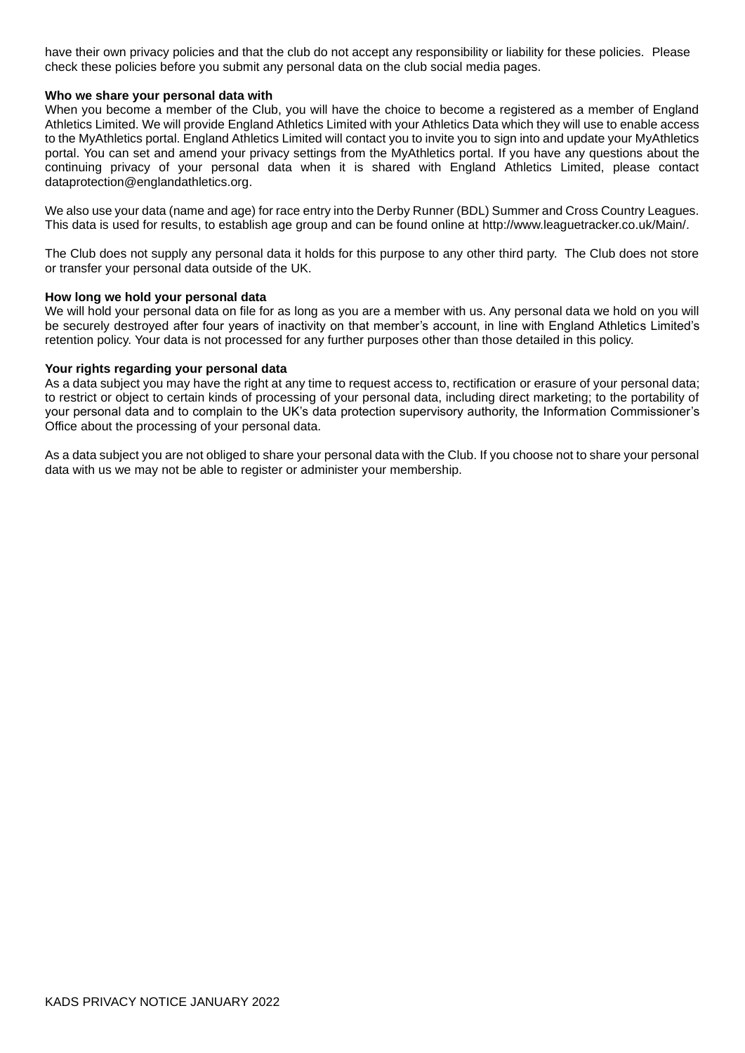have their own privacy policies and that the club do not accept any responsibility or liability for these policies. Please check these policies before you submit any personal data on the club social media pages.

**Who we share your personal data with**

When you become a member of the Club, you will have the choice to become a registered as a member of England Athletics Limited. We will provide England Athletics Limited with your Athletics Data which they will use to enable access to the MyAthletics portal. England Athletics Limited will contact you to invite you to sign into and update your MyAthletics portal. You can set and amend your privacy settings from the MyAthletics portal. If you have any questions about the continuing privacy of your personal data when it is shared with England Athletics Limited, please contact dataprotection@englandathletics.org.

We also use your data (name and age) for race entry into the Derby Runner (BDL) Summer and Cross Country Leagues. This data is used for results, to establish age group and can be found online at http://www.leaguetracker.co.uk/Main/.

The Club does not supply any personal data it holds for this purpose to any other third party. The Club does not store or transfer your personal data outside of the UK.

**How long we hold your personal data**

We will hold your personal data on file for as long as you are a member with us. Any personal data we hold on you will be securely destroyed after four years of inactivity on that member's account, in line with England Athletics Limited's retention policy. Your data is not processed for any further purposes other than those detailed in this policy.

**Your rights regarding your personal data**

As a data subject you may have the right at any time to request access to, rectification or erasure of your personal data; to restrict or object to certain kinds of processing of your personal data, including direct marketing; to the portability of your personal data and to complain to the UK's data protection supervisory authority, the Information Commissioner's Office about the processing of your personal data.

As a data subject you are not obliged to share your personal data with the Club. If you choose not to share your personal data with us we may not be able to register or administer your membership.